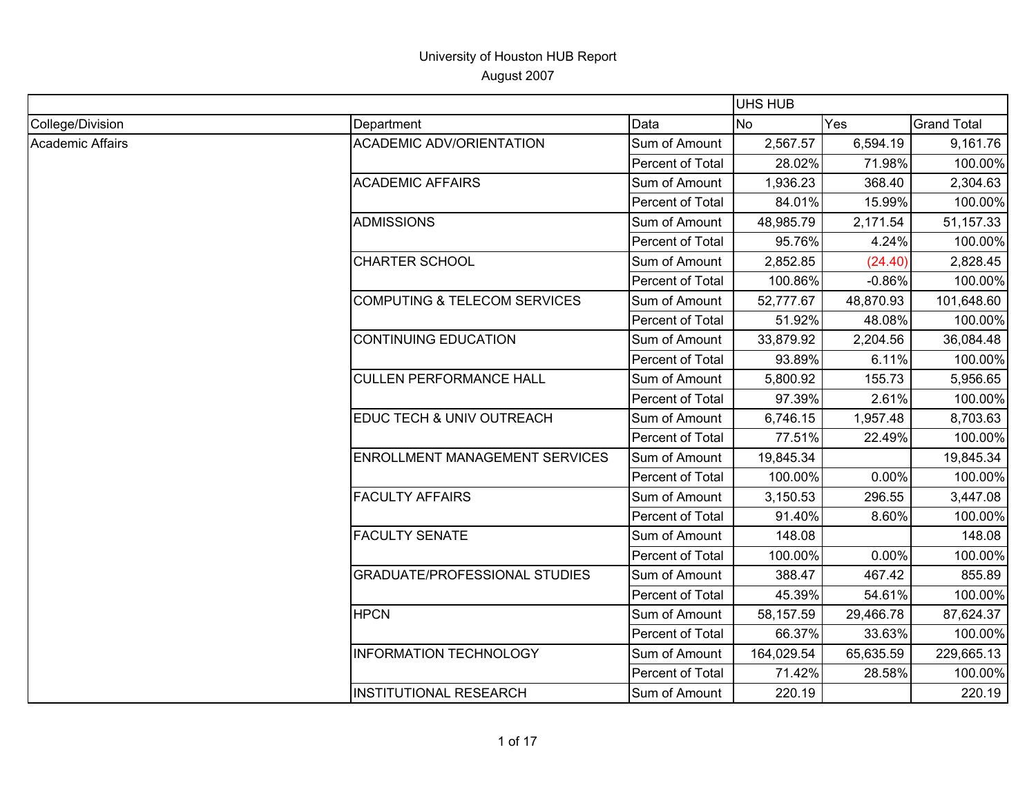# University of Houston HUB Report

August 2007

| | | | UHS HUB | | |
|---|---|---|---|---|---|
| College/Division | Department | Data | No | Yes | Grand Total |
| Academic Affairs | ACADEMIC ADV/ORIENTATION | Sum of Amount | 2,567.57 | 6,594.19 | 9,161.76 |
| | | Percent of Total | 28.02% | 71.98% | 100.00% |
| | ACADEMIC AFFAIRS | Sum of Amount | 1,936.23 | 368.40 | 2,304.63 |
| | | Percent of Total | 84.01% | 15.99% | 100.00% |
| | ADMISSIONS | Sum of Amount | 48,985.79 | 2,171.54 | 51,157.33 |
| | | Percent of Total | 95.76% | 4.24% | 100.00% |
| | CHARTER SCHOOL | Sum of Amount | 2,852.85 | (24.40) | 2,828.45 |
| | | Percent of Total | 100.86% | -0.86% | 100.00% |
| | COMPUTING & TELECOM SERVICES | Sum of Amount | 52,777.67 | 48,870.93 | 101,648.60 |
| | | Percent of Total | 51.92% | 48.08% | 100.00% |
| | CONTINUING EDUCATION | Sum of Amount | 33,879.92 | 2,204.56 | 36,084.48 |
| | | Percent of Total | 93.89% | 6.11% | 100.00% |
| | CULLEN PERFORMANCE HALL | Sum of Amount | 5,800.92 | 155.73 | 5,956.65 |
| | | Percent of Total | 97.39% | 2.61% | 100.00% |
| | EDUC TECH & UNIV OUTREACH | Sum of Amount | 6,746.15 | 1,957.48 | 8,703.63 |
| | | Percent of Total | 77.51% | 22.49% | 100.00% |
| | ENROLLMENT MANAGEMENT SERVICES | Sum of Amount | 19,845.34 | | 19,845.34 |
| | | Percent of Total | 100.00% | 0.00% | 100.00% |
| | FACULTY AFFAIRS | Sum of Amount | 3,150.53 | 296.55 | 3,447.08 |
| | | Percent of Total | 91.40% | 8.60% | 100.00% |
| | FACULTY SENATE | Sum of Amount | 148.08 | | 148.08 |
| | | Percent of Total | 100.00% | 0.00% | 100.00% |
| | GRADUATE/PROFESSIONAL STUDIES | Sum of Amount | 388.47 | 467.42 | 855.89 |
| | | Percent of Total | 45.39% | 54.61% | 100.00% |
| | HPCN | Sum of Amount | 58,157.59 | 29,466.78 | 87,624.37 |
| | | Percent of Total | 66.37% | 33.63% | 100.00% |
| | INFORMATION TECHNOLOGY | Sum of Amount | 164,029.54 | 65,635.59 | 229,665.13 |
| | | Percent of Total | 71.42% | 28.58% | 100.00% |
| | INSTITUTIONAL RESEARCH | Sum of Amount | 220.19 | | 220.19 |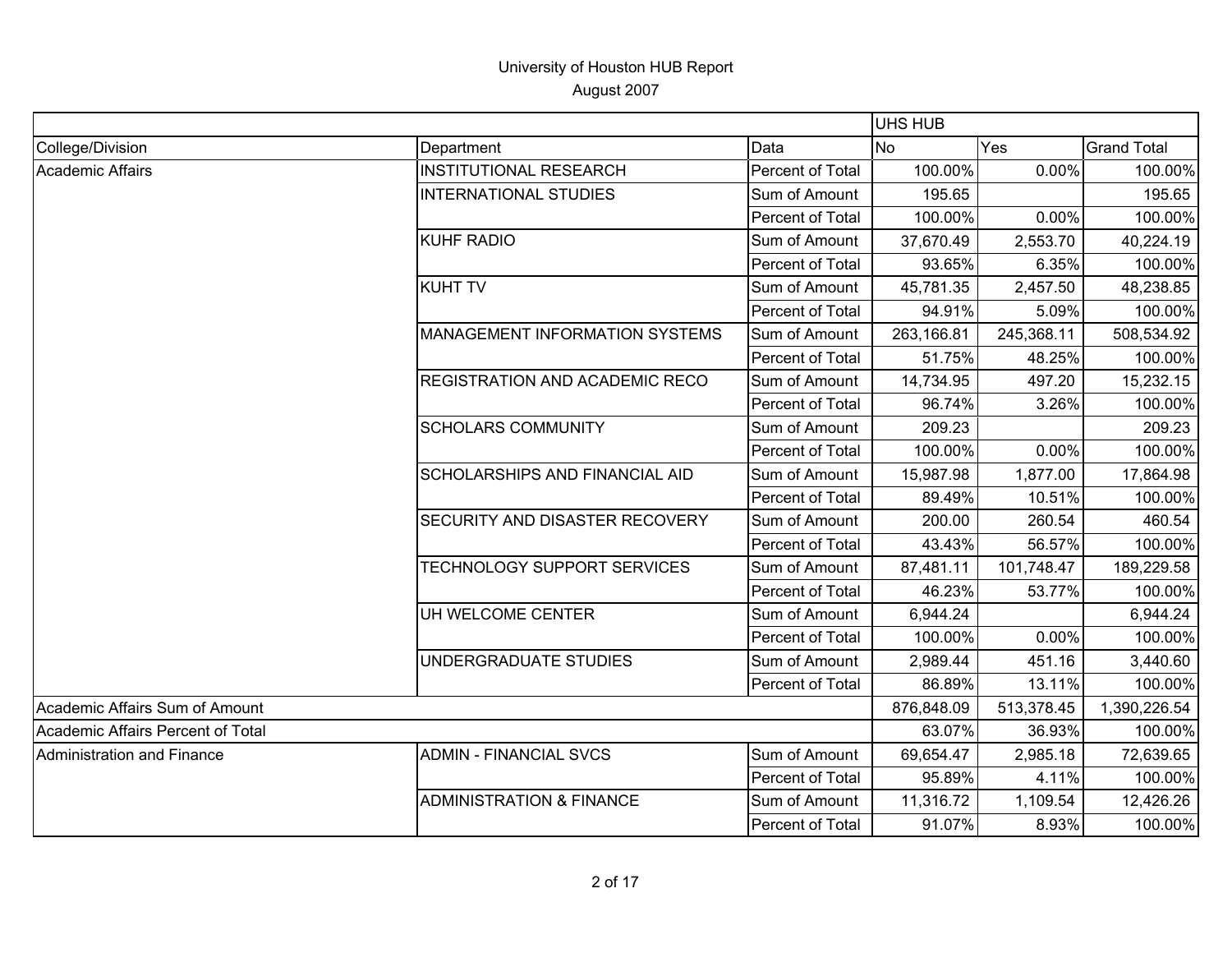University of Houston HUB Report
August 2007

| | | | UHS HUB | | |
|---|---|---|---|---|---|
| College/Division | Department | Data | No | Yes | Grand Total |
| Academic Affairs | INSTITUTIONAL RESEARCH | Percent of Total | 100.00% | 0.00% | 100.00% |
| | INTERNATIONAL STUDIES | Sum of Amount | 195.65 | | 195.65 |
| | | Percent of Total | 100.00% | 0.00% | 100.00% |
| | KUHF RADIO | Sum of Amount | 37,670.49 | 2,553.70 | 40,224.19 |
| | | Percent of Total | 93.65% | 6.35% | 100.00% |
| | KUHT TV | Sum of Amount | 45,781.35 | 2,457.50 | 48,238.85 |
| | | Percent of Total | 94.91% | 5.09% | 100.00% |
| | MANAGEMENT INFORMATION SYSTEMS | Sum of Amount | 263,166.81 | 245,368.11 | 508,534.92 |
| | | Percent of Total | 51.75% | 48.25% | 100.00% |
| | REGISTRATION AND ACADEMIC RECO | Sum of Amount | 14,734.95 | 497.20 | 15,232.15 |
| | | Percent of Total | 96.74% | 3.26% | 100.00% |
| | SCHOLARS COMMUNITY | Sum of Amount | 209.23 | | 209.23 |
| | | Percent of Total | 100.00% | 0.00% | 100.00% |
| | SCHOLARSHIPS AND FINANCIAL AID | Sum of Amount | 15,987.98 | 1,877.00 | 17,864.98 |
| | | Percent of Total | 89.49% | 10.51% | 100.00% |
| | SECURITY AND DISASTER RECOVERY | Sum of Amount | 200.00 | 260.54 | 460.54 |
| | | Percent of Total | 43.43% | 56.57% | 100.00% |
| | TECHNOLOGY SUPPORT SERVICES | Sum of Amount | 87,481.11 | 101,748.47 | 189,229.58 |
| | | Percent of Total | 46.23% | 53.77% | 100.00% |
| | UH WELCOME CENTER | Sum of Amount | 6,944.24 | | 6,944.24 |
| | | Percent of Total | 100.00% | 0.00% | 100.00% |
| | UNDERGRADUATE STUDIES | Sum of Amount | 2,989.44 | 451.16 | 3,440.60 |
| | | Percent of Total | 86.89% | 13.11% | 100.00% |
| Academic Affairs Sum of Amount | | | 876,848.09 | 513,378.45 | 1,390,226.54 |
| Academic Affairs Percent of Total | | | 63.07% | 36.93% | 100.00% |
| Administration and Finance | ADMIN - FINANCIAL SVCS | Sum of Amount | 69,654.47 | 2,985.18 | 72,639.65 |
| | | Percent of Total | 95.89% | 4.11% | 100.00% |
| | ADMINISTRATION & FINANCE | Sum of Amount | 11,316.72 | 1,109.54 | 12,426.26 |
| | | Percent of Total | 91.07% | 8.93% | 100.00% |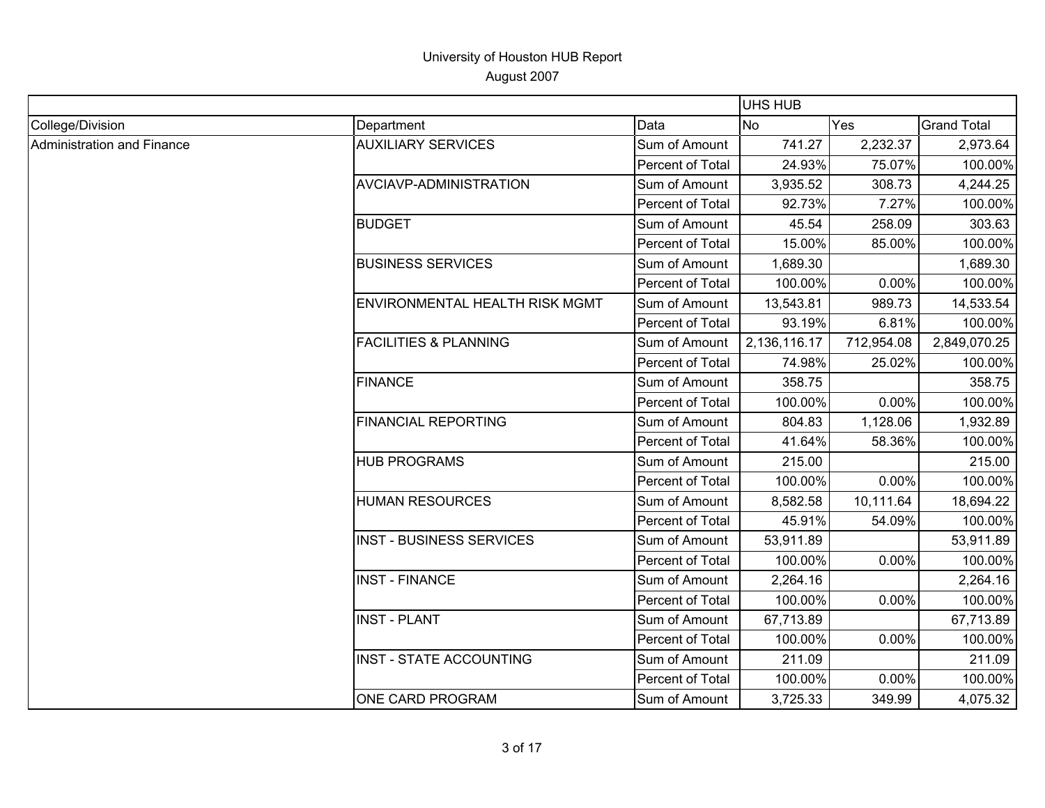# University of Houston HUB Report

August 2007

| | | | UHS HUB | | |
|---|---|---|---|---|---|
| College/Division | Department | Data | No | Yes | Grand Total |
| Administration and Finance | AUXILIARY SERVICES | Sum of Amount | 741.27 | 2,232.37 | 2,973.64 |
| | | Percent of Total | 24.93% | 75.07% | 100.00% |
| | AVCIAVP-ADMINISTRATION | Sum of Amount | 3,935.52 | 308.73 | 4,244.25 |
| | | Percent of Total | 92.73% | 7.27% | 100.00% |
| | BUDGET | Sum of Amount | 45.54 | 258.09 | 303.63 |
| | | Percent of Total | 15.00% | 85.00% | 100.00% |
| | BUSINESS SERVICES | Sum of Amount | 1,689.30 | | 1,689.30 |
| | | Percent of Total | 100.00% | 0.00% | 100.00% |
| | ENVIRONMENTAL HEALTH RISK MGMT | Sum of Amount | 13,543.81 | 989.73 | 14,533.54 |
| | | Percent of Total | 93.19% | 6.81% | 100.00% |
| | FACILITIES & PLANNING | Sum of Amount | 2,136,116.17 | 712,954.08 | 2,849,070.25 |
| | | Percent of Total | 74.98% | 25.02% | 100.00% |
| | FINANCE | Sum of Amount | 358.75 | | 358.75 |
| | | Percent of Total | 100.00% | 0.00% | 100.00% |
| | FINANCIAL REPORTING | Sum of Amount | 804.83 | 1,128.06 | 1,932.89 |
| | | Percent of Total | 41.64% | 58.36% | 100.00% |
| | HUB PROGRAMS | Sum of Amount | 215.00 | | 215.00 |
| | | Percent of Total | 100.00% | 0.00% | 100.00% |
| | HUMAN RESOURCES | Sum of Amount | 8,582.58 | 10,111.64 | 18,694.22 |
| | | Percent of Total | 45.91% | 54.09% | 100.00% |
| | INST - BUSINESS SERVICES | Sum of Amount | 53,911.89 | | 53,911.89 |
| | | Percent of Total | 100.00% | 0.00% | 100.00% |
| | INST - FINANCE | Sum of Amount | 2,264.16 | | 2,264.16 |
| | | Percent of Total | 100.00% | 0.00% | 100.00% |
| | INST - PLANT | Sum of Amount | 67,713.89 | | 67,713.89 |
| | | Percent of Total | 100.00% | 0.00% | 100.00% |
| | INST - STATE ACCOUNTING | Sum of Amount | 211.09 | | 211.09 |
| | | Percent of Total | 100.00% | 0.00% | 100.00% |
| | ONE CARD PROGRAM | Sum of Amount | 3,725.33 | 349.99 | 4,075.32 |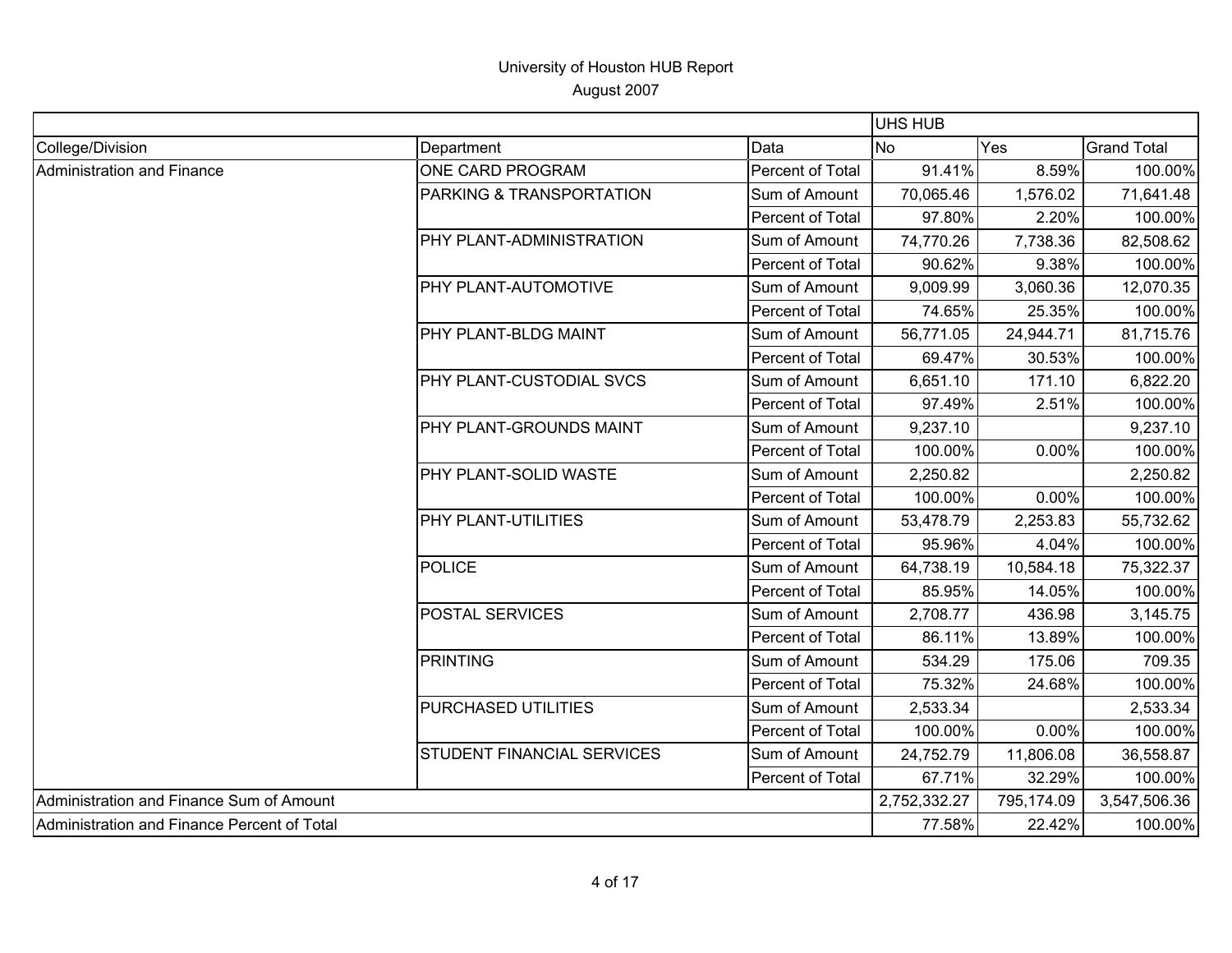University of Houston HUB Report

August 2007

| | | | UHS HUB | | |
|---|---|---|---|---|---|
| College/Division | Department | Data | No | Yes | Grand Total |
| Administration and Finance | ONE CARD PROGRAM | Percent of Total | 91.41% | 8.59% | 100.00% |
| | PARKING & TRANSPORTATION | Sum of Amount | 70,065.46 | 1,576.02 | 71,641.48 |
| | | Percent of Total | 97.80% | 2.20% | 100.00% |
| | PHY PLANT-ADMINISTRATION | Sum of Amount | 74,770.26 | 7,738.36 | 82,508.62 |
| | | Percent of Total | 90.62% | 9.38% | 100.00% |
| | PHY PLANT-AUTOMOTIVE | Sum of Amount | 9,009.99 | 3,060.36 | 12,070.35 |
| | | Percent of Total | 74.65% | 25.35% | 100.00% |
| | PHY PLANT-BLDG MAINT | Sum of Amount | 56,771.05 | 24,944.71 | 81,715.76 |
| | | Percent of Total | 69.47% | 30.53% | 100.00% |
| | PHY PLANT-CUSTODIAL SVCS | Sum of Amount | 6,651.10 | 171.10 | 6,822.20 |
| | | Percent of Total | 97.49% | 2.51% | 100.00% |
| | PHY PLANT-GROUNDS MAINT | Sum of Amount | 9,237.10 | | 9,237.10 |
| | | Percent of Total | 100.00% | 0.00% | 100.00% |
| | PHY PLANT-SOLID WASTE | Sum of Amount | 2,250.82 | | 2,250.82 |
| | | Percent of Total | 100.00% | 0.00% | 100.00% |
| | PHY PLANT-UTILITIES | Sum of Amount | 53,478.79 | 2,253.83 | 55,732.62 |
| | | Percent of Total | 95.96% | 4.04% | 100.00% |
| | POLICE | Sum of Amount | 64,738.19 | 10,584.18 | 75,322.37 |
| | | Percent of Total | 85.95% | 14.05% | 100.00% |
| | POSTAL SERVICES | Sum of Amount | 2,708.77 | 436.98 | 3,145.75 |
| | | Percent of Total | 86.11% | 13.89% | 100.00% |
| | PRINTING | Sum of Amount | 534.29 | 175.06 | 709.35 |
| | | Percent of Total | 75.32% | 24.68% | 100.00% |
| | PURCHASED UTILITIES | Sum of Amount | 2,533.34 | | 2,533.34 |
| | | Percent of Total | 100.00% | 0.00% | 100.00% |
| | STUDENT FINANCIAL SERVICES | Sum of Amount | 24,752.79 | 11,806.08 | 36,558.87 |
| | | Percent of Total | 67.71% | 32.29% | 100.00% |
| Administration and Finance Sum of Amount | | | 2,752,332.27 | 795,174.09 | 3,547,506.36 |
| Administration and Finance Percent of Total | | | 77.58% | 22.42% | 100.00% |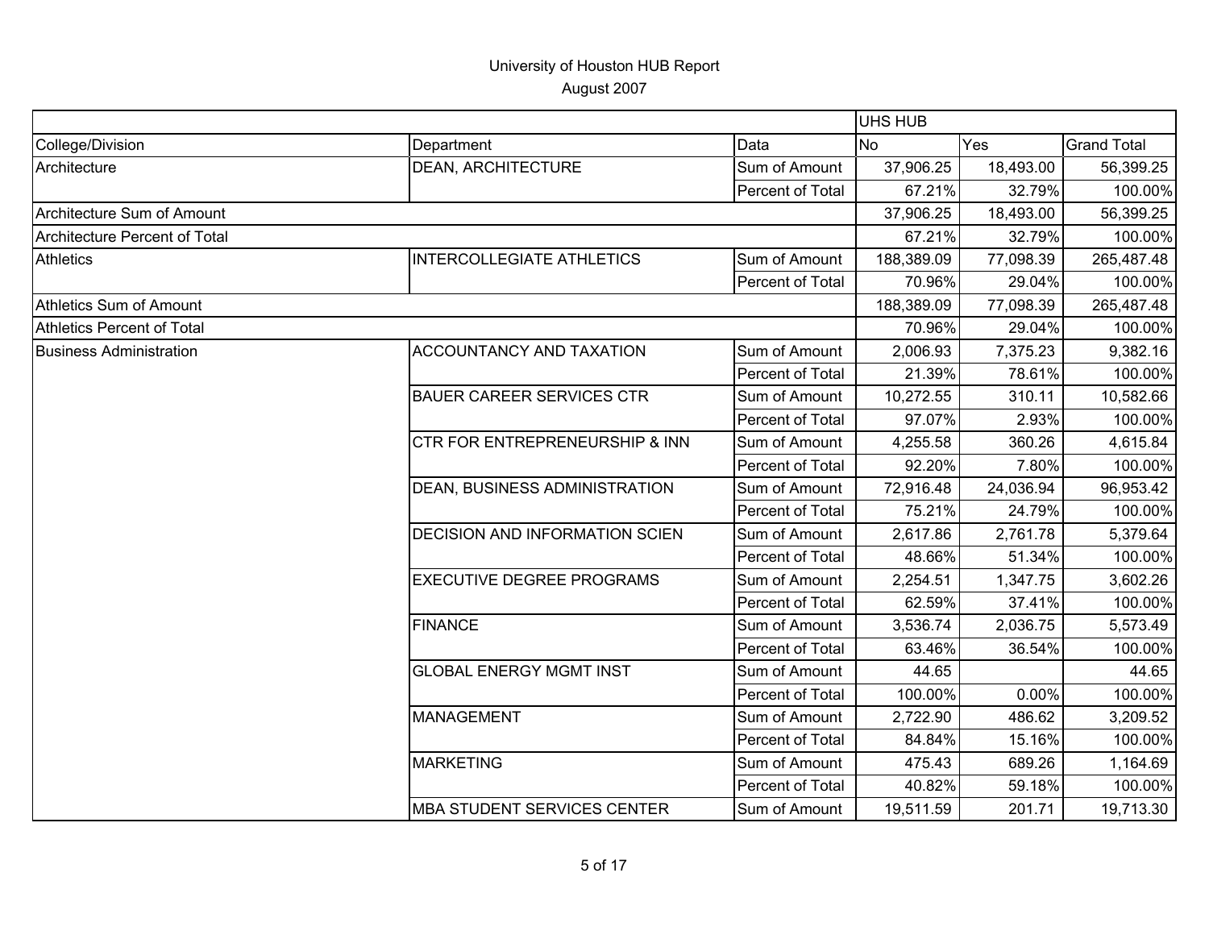# University of Houston HUB Report

August 2007

| | | | UHS HUB | | |
|---|---|---|---|---|---|
| College/Division | Department | Data | No | Yes | Grand Total |
| Architecture | DEAN, ARCHITECTURE | Sum of Amount | 37,906.25 | 18,493.00 | 56,399.25 |
| | | Percent of Total | 67.21% | 32.79% | 100.00% |
| Architecture Sum of Amount | | | 37,906.25 | 18,493.00 | 56,399.25 |
| Architecture Percent of Total | | | 67.21% | 32.79% | 100.00% |
| Athletics | INTERCOLLEGIATE ATHLETICS | Sum of Amount | 188,389.09 | 77,098.39 | 265,487.48 |
| | | Percent of Total | 70.96% | 29.04% | 100.00% |
| Athletics Sum of Amount | | | 188,389.09 | 77,098.39 | 265,487.48 |
| Athletics Percent of Total | | | 70.96% | 29.04% | 100.00% |
| Business Administration | ACCOUNTANCY AND TAXATION | Sum of Amount | 2,006.93 | 7,375.23 | 9,382.16 |
| | | Percent of Total | 21.39% | 78.61% | 100.00% |
| | BAUER CAREER SERVICES CTR | Sum of Amount | 10,272.55 | 310.11 | 10,582.66 |
| | | Percent of Total | 97.07% | 2.93% | 100.00% |
| | CTR FOR ENTREPRENEURSHIP & INN | Sum of Amount | 4,255.58 | 360.26 | 4,615.84 |
| | | Percent of Total | 92.20% | 7.80% | 100.00% |
| | DEAN, BUSINESS ADMINISTRATION | Sum of Amount | 72,916.48 | 24,036.94 | 96,953.42 |
| | | Percent of Total | 75.21% | 24.79% | 100.00% |
| | DECISION AND INFORMATION SCIEN | Sum of Amount | 2,617.86 | 2,761.78 | 5,379.64 |
| | | Percent of Total | 48.66% | 51.34% | 100.00% |
| | EXECUTIVE DEGREE PROGRAMS | Sum of Amount | 2,254.51 | 1,347.75 | 3,602.26 |
| | | Percent of Total | 62.59% | 37.41% | 100.00% |
| | FINANCE | Sum of Amount | 3,536.74 | 2,036.75 | 5,573.49 |
| | | Percent of Total | 63.46% | 36.54% | 100.00% |
| | GLOBAL ENERGY MGMT INST | Sum of Amount | 44.65 | | 44.65 |
| | | Percent of Total | 100.00% | 0.00% | 100.00% |
| | MANAGEMENT | Sum of Amount | 2,722.90 | 486.62 | 3,209.52 |
| | | Percent of Total | 84.84% | 15.16% | 100.00% |
| | MARKETING | Sum of Amount | 475.43 | 689.26 | 1,164.69 |
| | | Percent of Total | 40.82% | 59.18% | 100.00% |
| | MBA STUDENT SERVICES CENTER | Sum of Amount | 19,511.59 | 201.71 | 19,713.30 |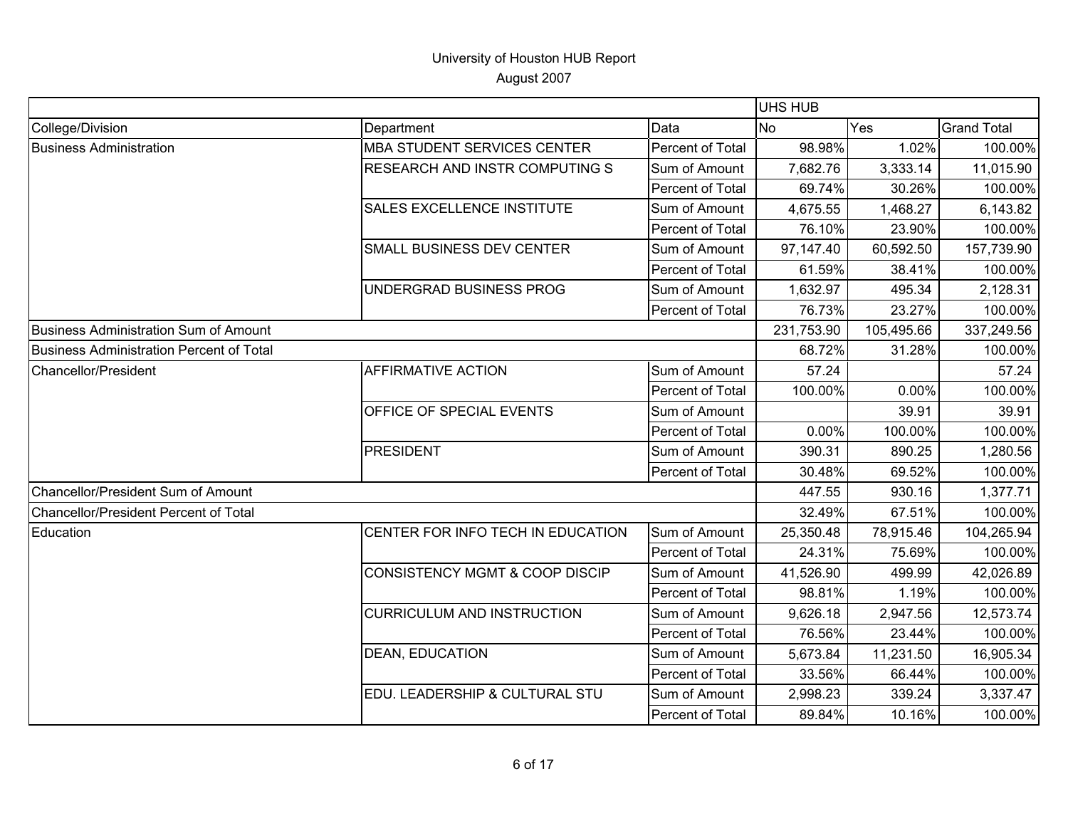University of Houston HUB Report

August 2007

| | | | UHS HUB | | |
|---|---|---|---|---|---|
| College/Division | Department | Data | No | Yes | Grand Total |
| Business Administration | MBA STUDENT SERVICES CENTER | Percent of Total | 98.98% | 1.02% | 100.00% |
| | RESEARCH AND INSTR COMPUTING S | Sum of Amount | 7,682.76 | 3,333.14 | 11,015.90 |
| | | Percent of Total | 69.74% | 30.26% | 100.00% |
| | SALES EXCELLENCE INSTITUTE | Sum of Amount | 4,675.55 | 1,468.27 | 6,143.82 |
| | | Percent of Total | 76.10% | 23.90% | 100.00% |
| | SMALL BUSINESS DEV CENTER | Sum of Amount | 97,147.40 | 60,592.50 | 157,739.90 |
| | | Percent of Total | 61.59% | 38.41% | 100.00% |
| | UNDERGRAD BUSINESS PROG | Sum of Amount | 1,632.97 | 495.34 | 2,128.31 |
| | | Percent of Total | 76.73% | 23.27% | 100.00% |
| Business Administration Sum of Amount | | | 231,753.90 | 105,495.66 | 337,249.56 |
| Business Administration Percent of Total | | | 68.72% | 31.28% | 100.00% |
| Chancellor/President | AFFIRMATIVE ACTION | Sum of Amount | 57.24 | | 57.24 |
| | | Percent of Total | 100.00% | 0.00% | 100.00% |
| | OFFICE OF SPECIAL EVENTS | Sum of Amount | | 39.91 | 39.91 |
| | | Percent of Total | 0.00% | 100.00% | 100.00% |
| | PRESIDENT | Sum of Amount | 390.31 | 890.25 | 1,280.56 |
| | | Percent of Total | 30.48% | 69.52% | 100.00% |
| Chancellor/President Sum of Amount | | | 447.55 | 930.16 | 1,377.71 |
| Chancellor/President Percent of Total | | | 32.49% | 67.51% | 100.00% |
| Education | CENTER FOR INFO TECH IN EDUCATION | Sum of Amount | 25,350.48 | 78,915.46 | 104,265.94 |
| | | Percent of Total | 24.31% | 75.69% | 100.00% |
| | CONSISTENCY MGMT & COOP DISCIP | Sum of Amount | 41,526.90 | 499.99 | 42,026.89 |
| | | Percent of Total | 98.81% | 1.19% | 100.00% |
| | CURRICULUM AND INSTRUCTION | Sum of Amount | 9,626.18 | 2,947.56 | 12,573.74 |
| | | Percent of Total | 76.56% | 23.44% | 100.00% |
| | DEAN, EDUCATION | Sum of Amount | 5,673.84 | 11,231.50 | 16,905.34 |
| | | Percent of Total | 33.56% | 66.44% | 100.00% |
| | EDU. LEADERSHIP & CULTURAL STU | Sum of Amount | 2,998.23 | 339.24 | 3,337.47 |
| | | Percent of Total | 89.84% | 10.16% | 100.00% |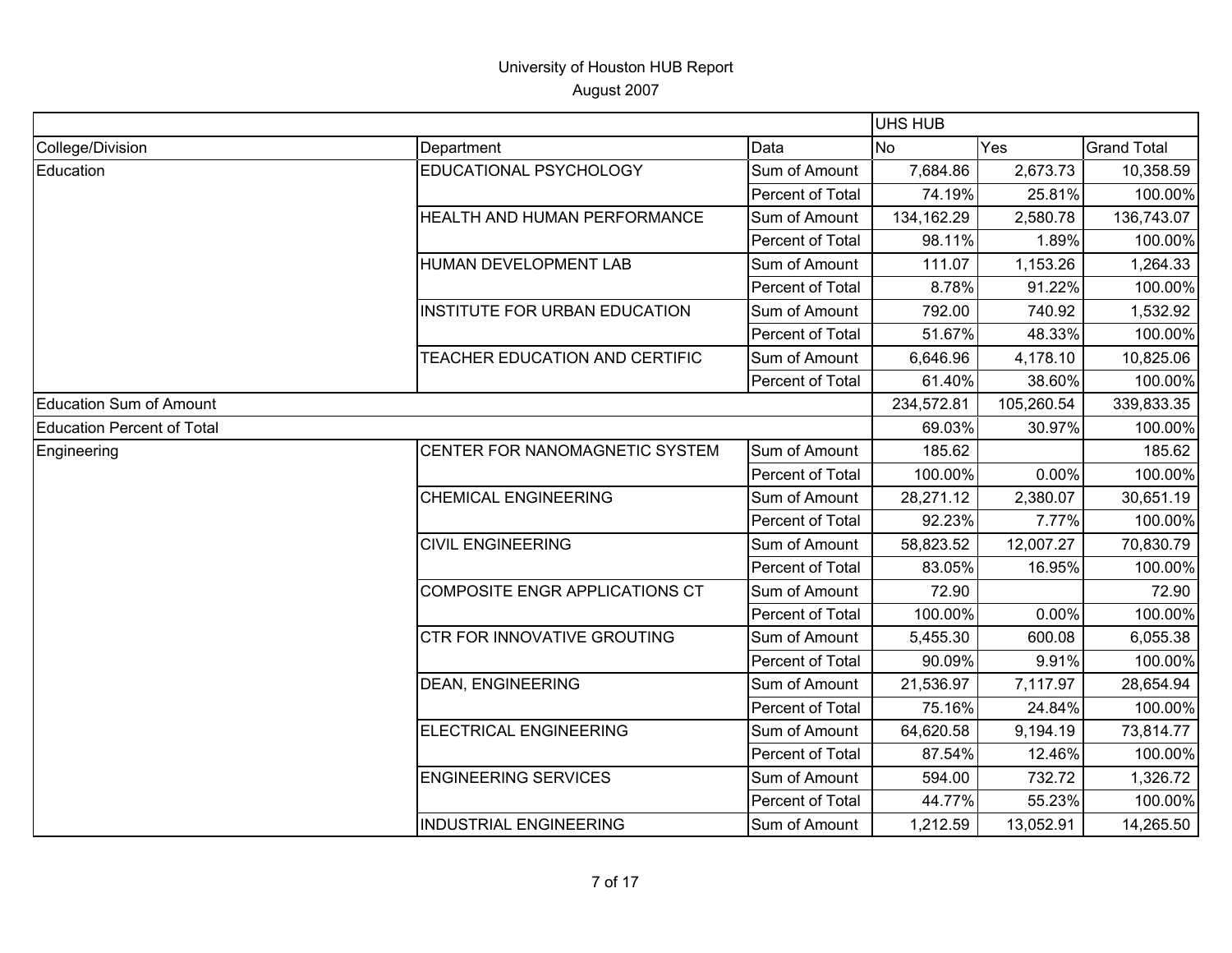# University of Houston HUB Report

August 2007

| | | | UHS HUB | | |
|---|---|---|---|---|---|
| College/Division | Department | Data | No | Yes | Grand Total |
| Education | EDUCATIONAL PSYCHOLOGY | Sum of Amount | 7,684.86 | 2,673.73 | 10,358.59 |
| | | Percent of Total | 74.19% | 25.81% | 100.00% |
| | HEALTH AND HUMAN PERFORMANCE | Sum of Amount | 134,162.29 | 2,580.78 | 136,743.07 |
| | | Percent of Total | 98.11% | 1.89% | 100.00% |
| | HUMAN DEVELOPMENT LAB | Sum of Amount | 111.07 | 1,153.26 | 1,264.33 |
| | | Percent of Total | 8.78% | 91.22% | 100.00% |
| | INSTITUTE FOR URBAN EDUCATION | Sum of Amount | 792.00 | 740.92 | 1,532.92 |
| | | Percent of Total | 51.67% | 48.33% | 100.00% |
| | TEACHER EDUCATION AND CERTIFIC | Sum of Amount | 6,646.96 | 4,178.10 | 10,825.06 |
| | | Percent of Total | 61.40% | 38.60% | 100.00% |
| Education Sum of Amount | | | 234,572.81 | 105,260.54 | 339,833.35 |
| Education Percent of Total | | | 69.03% | 30.97% | 100.00% |
| Engineering | CENTER FOR NANOMAGNETIC SYSTEM | Sum of Amount | 185.62 | | 185.62 |
| | | Percent of Total | 100.00% | 0.00% | 100.00% |
| | CHEMICAL ENGINEERING | Sum of Amount | 28,271.12 | 2,380.07 | 30,651.19 |
| | | Percent of Total | 92.23% | 7.77% | 100.00% |
| | CIVIL ENGINEERING | Sum of Amount | 58,823.52 | 12,007.27 | 70,830.79 |
| | | Percent of Total | 83.05% | 16.95% | 100.00% |
| | COMPOSITE ENGR APPLICATIONS CT | Sum of Amount | 72.90 | | 72.90 |
| | | Percent of Total | 100.00% | 0.00% | 100.00% |
| | CTR FOR INNOVATIVE GROUTING | Sum of Amount | 5,455.30 | 600.08 | 6,055.38 |
| | | Percent of Total | 90.09% | 9.91% | 100.00% |
| | DEAN, ENGINEERING | Sum of Amount | 21,536.97 | 7,117.97 | 28,654.94 |
| | | Percent of Total | 75.16% | 24.84% | 100.00% |
| | ELECTRICAL ENGINEERING | Sum of Amount | 64,620.58 | 9,194.19 | 73,814.77 |
| | | Percent of Total | 87.54% | 12.46% | 100.00% |
| | ENGINEERING SERVICES | Sum of Amount | 594.00 | 732.72 | 1,326.72 |
| | | Percent of Total | 44.77% | 55.23% | 100.00% |
| | INDUSTRIAL ENGINEERING | Sum of Amount | 1,212.59 | 13,052.91 | 14,265.50 |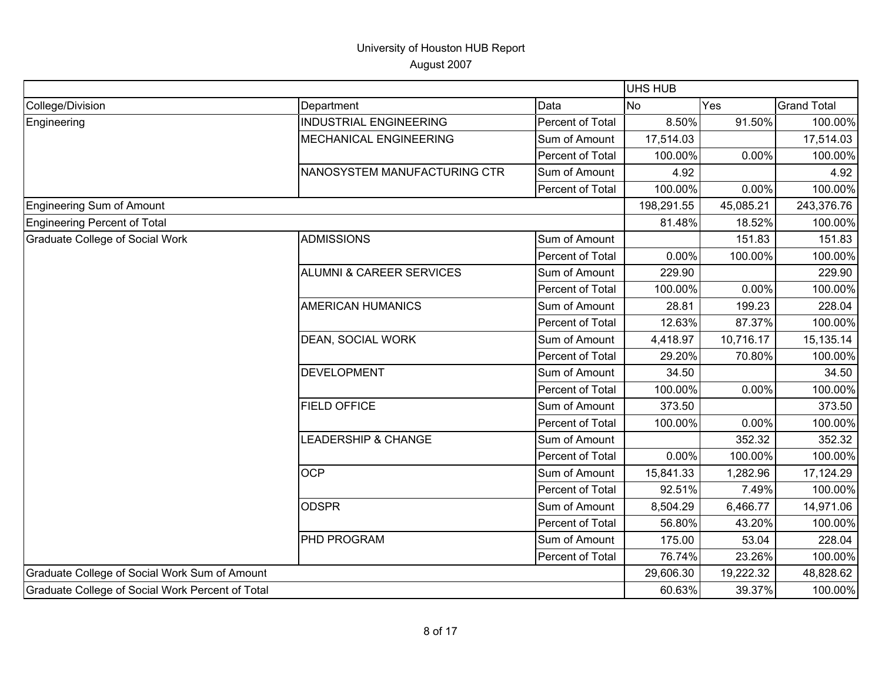# University of Houston HUB Report

August 2007

| | | | UHS HUB | | |
|---|---|---|---|---|---|
| College/Division | Department | Data | No | Yes | Grand Total |
| Engineering | INDUSTRIAL ENGINEERING | Percent of Total | 8.50% | 91.50% | 100.00% |
| | MECHANICAL ENGINEERING | Sum of Amount | 17,514.03 | | 17,514.03 |
| | | Percent of Total | 100.00% | 0.00% | 100.00% |
| | NANOSYSTEM MANUFACTURING CTR | Sum of Amount | 4.92 | | 4.92 |
| | | Percent of Total | 100.00% | 0.00% | 100.00% |
| Engineering Sum of Amount | | | 198,291.55 | 45,085.21 | 243,376.76 |
| Engineering Percent of Total | | | 81.48% | 18.52% | 100.00% |
| Graduate College of Social Work | ADMISSIONS | Sum of Amount | | 151.83 | 151.83 |
| | | Percent of Total | 0.00% | 100.00% | 100.00% |
| | ALUMNI & CAREER SERVICES | Sum of Amount | 229.90 | | 229.90 |
| | | Percent of Total | 100.00% | 0.00% | 100.00% |
| | AMERICAN HUMANICS | Sum of Amount | 28.81 | 199.23 | 228.04 |
| | | Percent of Total | 12.63% | 87.37% | 100.00% |
| | DEAN, SOCIAL WORK | Sum of Amount | 4,418.97 | 10,716.17 | 15,135.14 |
| | | Percent of Total | 29.20% | 70.80% | 100.00% |
| | DEVELOPMENT | Sum of Amount | 34.50 | | 34.50 |
| | | Percent of Total | 100.00% | 0.00% | 100.00% |
| | FIELD OFFICE | Sum of Amount | 373.50 | | 373.50 |
| | | Percent of Total | 100.00% | 0.00% | 100.00% |
| | LEADERSHIP & CHANGE | Sum of Amount | | 352.32 | 352.32 |
| | | Percent of Total | 0.00% | 100.00% | 100.00% |
| | OCP | Sum of Amount | 15,841.33 | 1,282.96 | 17,124.29 |
| | | Percent of Total | 92.51% | 7.49% | 100.00% |
| | ODSPR | Sum of Amount | 8,504.29 | 6,466.77 | 14,971.06 |
| | | Percent of Total | 56.80% | 43.20% | 100.00% |
| | PHD PROGRAM | Sum of Amount | 175.00 | 53.04 | 228.04 |
| | | Percent of Total | 76.74% | 23.26% | 100.00% |
| Graduate College of Social Work Sum of Amount | | | 29,606.30 | 19,222.32 | 48,828.62 |
| Graduate College of Social Work Percent of Total | | | 60.63% | 39.37% | 100.00% |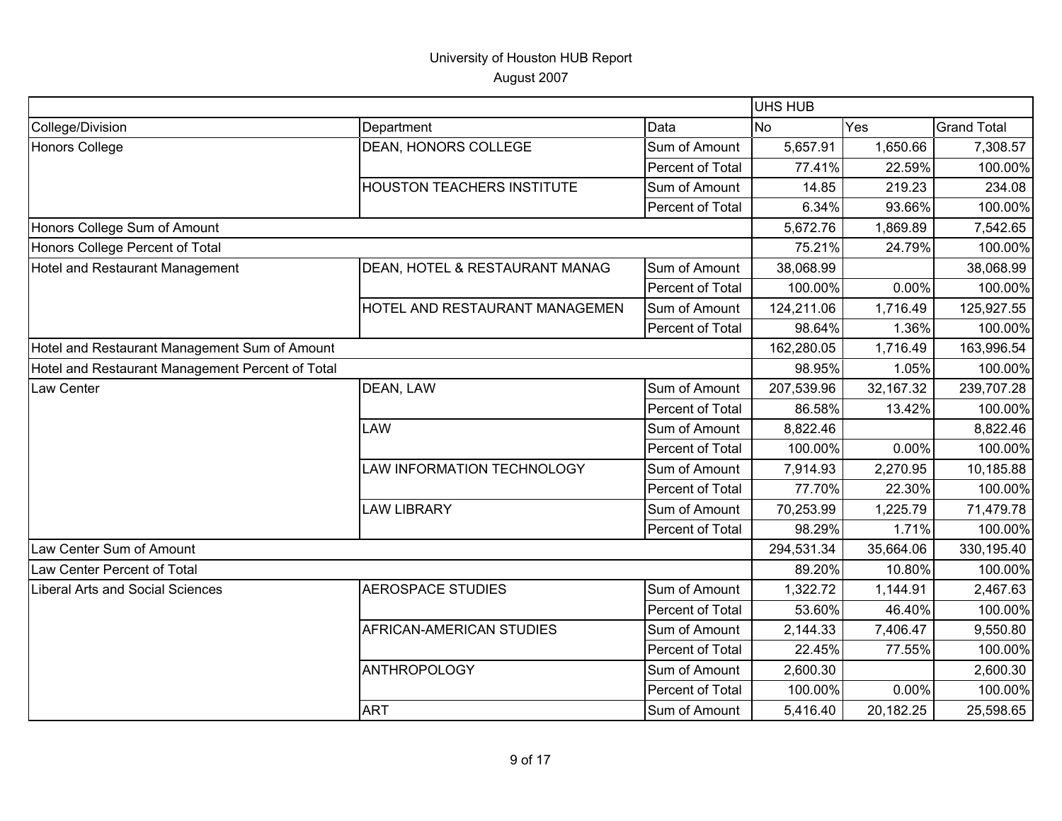# University of Houston HUB Report

August 2007

| | | | UHS HUB | | |
|---|---|---|---|---|---|
| College/Division | Department | Data | No | Yes | Grand Total |
| Honors College | DEAN, HONORS COLLEGE | Sum of Amount | 5,657.91 | 1,650.66 | 7,308.57 |
| | | Percent of Total | 77.41% | 22.59% | 100.00% |
| | HOUSTON TEACHERS INSTITUTE | Sum of Amount | 14.85 | 219.23 | 234.08 |
| | | Percent of Total | 6.34% | 93.66% | 100.00% |
| Honors College Sum of Amount | | | 5,672.76 | 1,869.89 | 7,542.65 |
| Honors College Percent of Total | | | 75.21% | 24.79% | 100.00% |
| Hotel and Restaurant Management | DEAN, HOTEL & RESTAURANT MANAG | Sum of Amount | 38,068.99 | | 38,068.99 |
| | | Percent of Total | 100.00% | 0.00% | 100.00% |
| | HOTEL AND RESTAURANT MANAGEMEN | Sum of Amount | 124,211.06 | 1,716.49 | 125,927.55 |
| | | Percent of Total | 98.64% | 1.36% | 100.00% |
| Hotel and Restaurant Management Sum of Amount | | | 162,280.05 | 1,716.49 | 163,996.54 |
| Hotel and Restaurant Management Percent of Total | | | 98.95% | 1.05% | 100.00% |
| Law Center | DEAN, LAW | Sum of Amount | 207,539.96 | 32,167.32 | 239,707.28 |
| | | Percent of Total | 86.58% | 13.42% | 100.00% |
| | LAW | Sum of Amount | 8,822.46 | | 8,822.46 |
| | | Percent of Total | 100.00% | 0.00% | 100.00% |
| | LAW INFORMATION TECHNOLOGY | Sum of Amount | 7,914.93 | 2,270.95 | 10,185.88 |
| | | Percent of Total | 77.70% | 22.30% | 100.00% |
| | LAW LIBRARY | Sum of Amount | 70,253.99 | 1,225.79 | 71,479.78 |
| | | Percent of Total | 98.29% | 1.71% | 100.00% |
| Law Center Sum of Amount | | | 294,531.34 | 35,664.06 | 330,195.40 |
| Law Center Percent of Total | | | 89.20% | 10.80% | 100.00% |
| Liberal Arts and Social Sciences | AEROSPACE STUDIES | Sum of Amount | 1,322.72 | 1,144.91 | 2,467.63 |
| | | Percent of Total | 53.60% | 46.40% | 100.00% |
| | AFRICAN-AMERICAN STUDIES | Sum of Amount | 2,144.33 | 7,406.47 | 9,550.80 |
| | | Percent of Total | 22.45% | 77.55% | 100.00% |
| | ANTHROPOLOGY | Sum of Amount | 2,600.30 | | 2,600.30 |
| | | Percent of Total | 100.00% | 0.00% | 100.00% |
| | ART | Sum of Amount | 5,416.40 | 20,182.25 | 25,598.65 |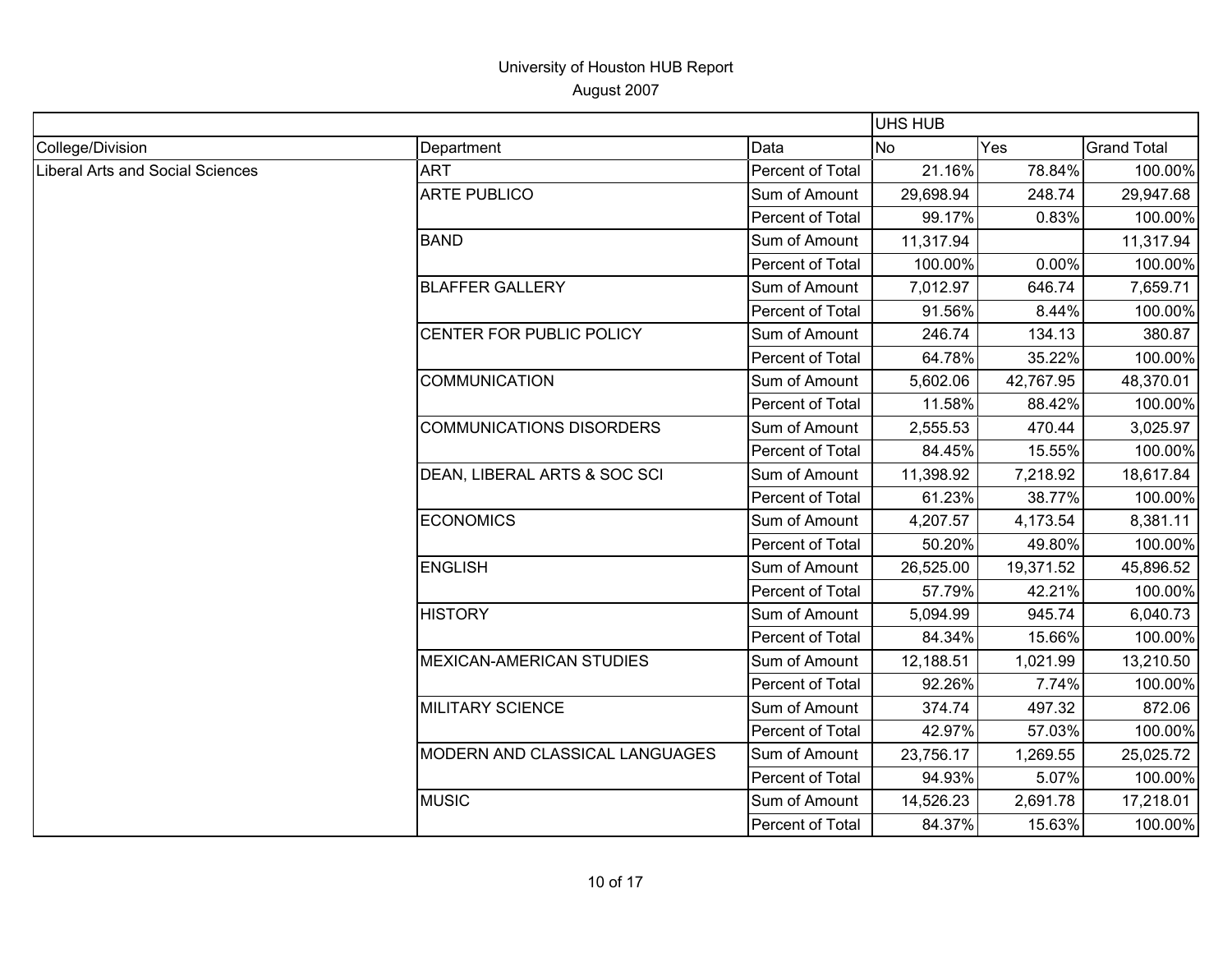University of Houston HUB Report

August 2007

| | | | UHS HUB | | |
|---|---|---|---|---|---|
| College/Division | Department | Data | No | Yes | Grand Total |
| Liberal Arts and Social Sciences | ART | Percent of Total | 21.16% | 78.84% | 100.00% |
| | ARTE PUBLICO | Sum of Amount | 29,698.94 | 248.74 | 29,947.68 |
| | | Percent of Total | 99.17% | 0.83% | 100.00% |
| | BAND | Sum of Amount | 11,317.94 | | 11,317.94 |
| | | Percent of Total | 100.00% | 0.00% | 100.00% |
| | BLAFFER GALLERY | Sum of Amount | 7,012.97 | 646.74 | 7,659.71 |
| | | Percent of Total | 91.56% | 8.44% | 100.00% |
| | CENTER FOR PUBLIC POLICY | Sum of Amount | 246.74 | 134.13 | 380.87 |
| | | Percent of Total | 64.78% | 35.22% | 100.00% |
| | COMMUNICATION | Sum of Amount | 5,602.06 | 42,767.95 | 48,370.01 |
| | | Percent of Total | 11.58% | 88.42% | 100.00% |
| | COMMUNICATIONS DISORDERS | Sum of Amount | 2,555.53 | 470.44 | 3,025.97 |
| | | Percent of Total | 84.45% | 15.55% | 100.00% |
| | DEAN, LIBERAL ARTS & SOC SCI | Sum of Amount | 11,398.92 | 7,218.92 | 18,617.84 |
| | | Percent of Total | 61.23% | 38.77% | 100.00% |
| | ECONOMICS | Sum of Amount | 4,207.57 | 4,173.54 | 8,381.11 |
| | | Percent of Total | 50.20% | 49.80% | 100.00% |
| | ENGLISH | Sum of Amount | 26,525.00 | 19,371.52 | 45,896.52 |
| | | Percent of Total | 57.79% | 42.21% | 100.00% |
| | HISTORY | Sum of Amount | 5,094.99 | 945.74 | 6,040.73 |
| | | Percent of Total | 84.34% | 15.66% | 100.00% |
| | MEXICAN-AMERICAN STUDIES | Sum of Amount | 12,188.51 | 1,021.99 | 13,210.50 |
| | | Percent of Total | 92.26% | 7.74% | 100.00% |
| | MILITARY SCIENCE | Sum of Amount | 374.74 | 497.32 | 872.06 |
| | | Percent of Total | 42.97% | 57.03% | 100.00% |
| | MODERN AND CLASSICAL LANGUAGES | Sum of Amount | 23,756.17 | 1,269.55 | 25,025.72 |
| | | Percent of Total | 94.93% | 5.07% | 100.00% |
| | MUSIC | Sum of Amount | 14,526.23 | 2,691.78 | 17,218.01 |
| | | Percent of Total | 84.37% | 15.63% | 100.00% |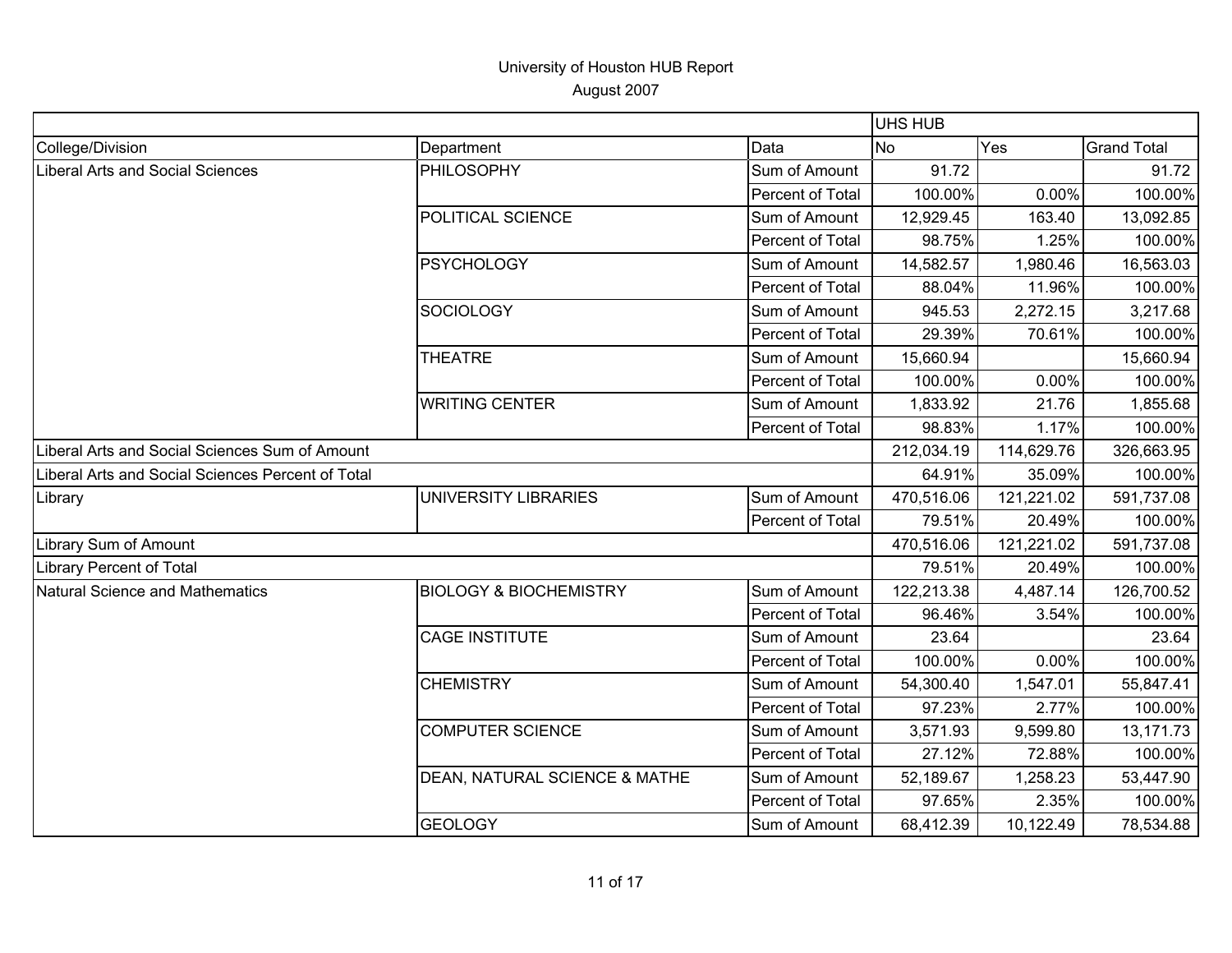University of Houston HUB Report
August 2007

| | | | UHS HUB | | |
|---|---|---|---|---|---|
| College/Division | Department | Data | No | Yes | Grand Total |
| Liberal Arts and Social Sciences | PHILOSOPHY | Sum of Amount | 91.72 | | 91.72 |
| | | Percent of Total | 100.00% | 0.00% | 100.00% |
| | POLITICAL SCIENCE | Sum of Amount | 12,929.45 | 163.40 | 13,092.85 |
| | | Percent of Total | 98.75% | 1.25% | 100.00% |
| | PSYCHOLOGY | Sum of Amount | 14,582.57 | 1,980.46 | 16,563.03 |
| | | Percent of Total | 88.04% | 11.96% | 100.00% |
| | SOCIOLOGY | Sum of Amount | 945.53 | 2,272.15 | 3,217.68 |
| | | Percent of Total | 29.39% | 70.61% | 100.00% |
| | THEATRE | Sum of Amount | 15,660.94 | | 15,660.94 |
| | | Percent of Total | 100.00% | 0.00% | 100.00% |
| | WRITING CENTER | Sum of Amount | 1,833.92 | 21.76 | 1,855.68 |
| | | Percent of Total | 98.83% | 1.17% | 100.00% |
| Liberal Arts and Social Sciences Sum of Amount | | | 212,034.19 | 114,629.76 | 326,663.95 |
| Liberal Arts and Social Sciences Percent of Total | | | 64.91% | 35.09% | 100.00% |
| Library | UNIVERSITY LIBRARIES | Sum of Amount | 470,516.06 | 121,221.02 | 591,737.08 |
| | | Percent of Total | 79.51% | 20.49% | 100.00% |
| Library Sum of Amount | | | 470,516.06 | 121,221.02 | 591,737.08 |
| Library Percent of Total | | | 79.51% | 20.49% | 100.00% |
| Natural Science and Mathematics | BIOLOGY & BIOCHEMISTRY | Sum of Amount | 122,213.38 | 4,487.14 | 126,700.52 |
| | | Percent of Total | 96.46% | 3.54% | 100.00% |
| | CAGE INSTITUTE | Sum of Amount | 23.64 | | 23.64 |
| | | Percent of Total | 100.00% | 0.00% | 100.00% |
| | CHEMISTRY | Sum of Amount | 54,300.40 | 1,547.01 | 55,847.41 |
| | | Percent of Total | 97.23% | 2.77% | 100.00% |
| | COMPUTER SCIENCE | Sum of Amount | 3,571.93 | 9,599.80 | 13,171.73 |
| | | Percent of Total | 27.12% | 72.88% | 100.00% |
| | DEAN, NATURAL SCIENCE & MATHE | Sum of Amount | 52,189.67 | 1,258.23 | 53,447.90 |
| | | Percent of Total | 97.65% | 2.35% | 100.00% |
| | GEOLOGY | Sum of Amount | 68,412.39 | 10,122.49 | 78,534.88 |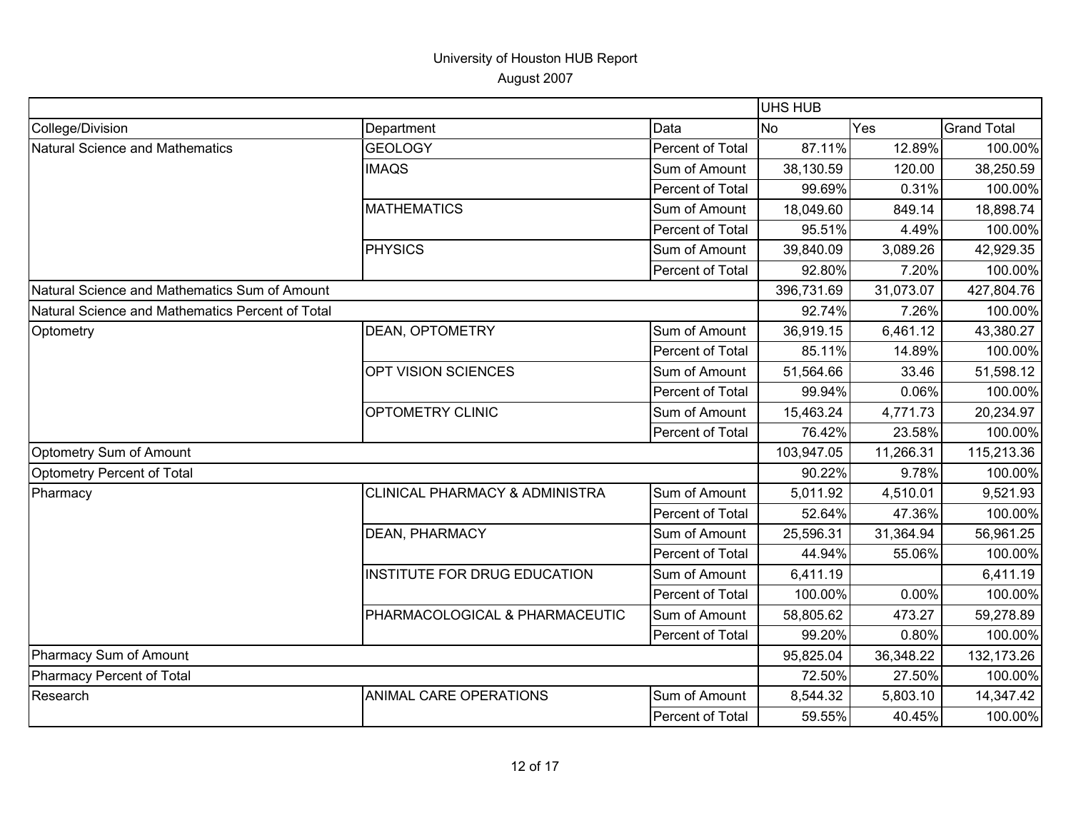# University of Houston HUB Report

August 2007

| | | | UHS HUB | | |
|---|---|---|---|---|---|
| College/Division | Department | Data | No | Yes | Grand Total |
| Natural Science and Mathematics | GEOLOGY | Percent of Total | 87.11% | 12.89% | 100.00% |
| | IMAQS | Sum of Amount | 38,130.59 | 120.00 | 38,250.59 |
| | | Percent of Total | 99.69% | 0.31% | 100.00% |
| | MATHEMATICS | Sum of Amount | 18,049.60 | 849.14 | 18,898.74 |
| | | Percent of Total | 95.51% | 4.49% | 100.00% |
| | PHYSICS | Sum of Amount | 39,840.09 | 3,089.26 | 42,929.35 |
| | | Percent of Total | 92.80% | 7.20% | 100.00% |
| Natural Science and Mathematics Sum of Amount | | | 396,731.69 | 31,073.07 | 427,804.76 |
| Natural Science and Mathematics Percent of Total | | | 92.74% | 7.26% | 100.00% |
| Optometry | DEAN, OPTOMETRY | Sum of Amount | 36,919.15 | 6,461.12 | 43,380.27 |
| | | Percent of Total | 85.11% | 14.89% | 100.00% |
| | OPT VISION SCIENCES | Sum of Amount | 51,564.66 | 33.46 | 51,598.12 |
| | | Percent of Total | 99.94% | 0.06% | 100.00% |
| | OPTOMETRY CLINIC | Sum of Amount | 15,463.24 | 4,771.73 | 20,234.97 |
| | | Percent of Total | 76.42% | 23.58% | 100.00% |
| Optometry Sum of Amount | | | 103,947.05 | 11,266.31 | 115,213.36 |
| Optometry Percent of Total | | | 90.22% | 9.78% | 100.00% |
| Pharmacy | CLINICAL PHARMACY & ADMINISTRA | Sum of Amount | 5,011.92 | 4,510.01 | 9,521.93 |
| | | Percent of Total | 52.64% | 47.36% | 100.00% |
| | DEAN, PHARMACY | Sum of Amount | 25,596.31 | 31,364.94 | 56,961.25 |
| | | Percent of Total | 44.94% | 55.06% | 100.00% |
| | INSTITUTE FOR DRUG EDUCATION | Sum of Amount | 6,411.19 | | 6,411.19 |
| | | Percent of Total | 100.00% | 0.00% | 100.00% |
| | PHARMACOLOGICAL & PHARMACEUTIC | Sum of Amount | 58,805.62 | 473.27 | 59,278.89 |
| | | Percent of Total | 99.20% | 0.80% | 100.00% |
| Pharmacy Sum of Amount | | | 95,825.04 | 36,348.22 | 132,173.26 |
| Pharmacy Percent of Total | | | 72.50% | 27.50% | 100.00% |
| Research | ANIMAL CARE OPERATIONS | Sum of Amount | 8,544.32 | 5,803.10 | 14,347.42 |
| | | Percent of Total | 59.55% | 40.45% | 100.00% |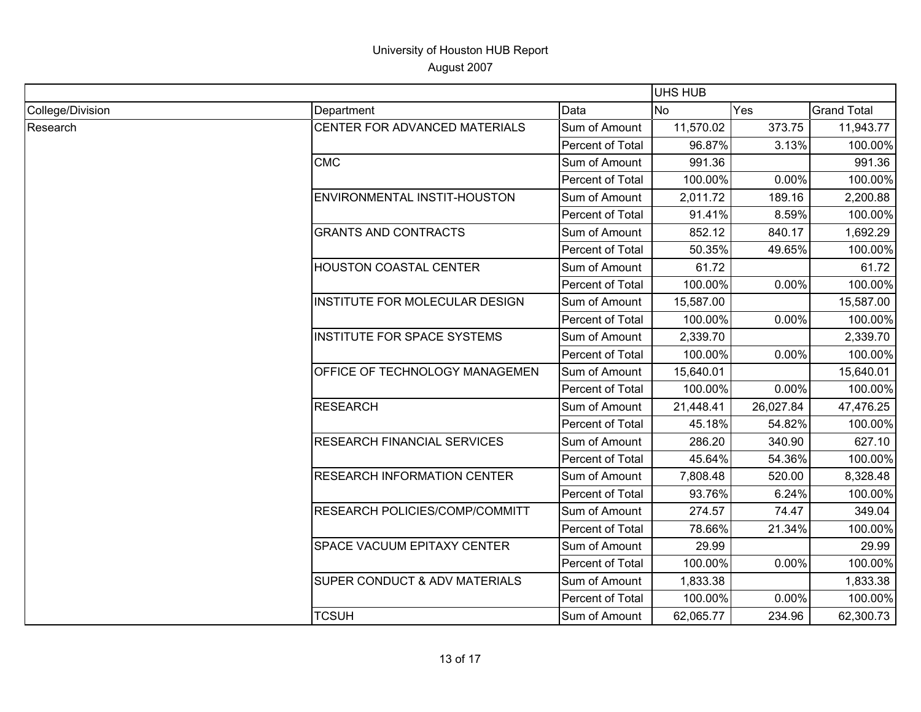# University of Houston HUB Report

August 2007

| | | | UHS HUB | | |
|---|---|---|---|---|---|
| College/Division | Department | Data | No | Yes | Grand Total |
| Research | CENTER FOR ADVANCED MATERIALS | Sum of Amount | 11,570.02 | 373.75 | 11,943.77 |
| | | Percent of Total | 96.87% | 3.13% | 100.00% |
| | CMC | Sum of Amount | 991.36 | | 991.36 |
| | | Percent of Total | 100.00% | 0.00% | 100.00% |
| | ENVIRONMENTAL INSTIT-HOUSTON | Sum of Amount | 2,011.72 | 189.16 | 2,200.88 |
| | | Percent of Total | 91.41% | 8.59% | 100.00% |
| | GRANTS AND CONTRACTS | Sum of Amount | 852.12 | 840.17 | 1,692.29 |
| | | Percent of Total | 50.35% | 49.65% | 100.00% |
| | HOUSTON COASTAL CENTER | Sum of Amount | 61.72 | | 61.72 |
| | | Percent of Total | 100.00% | 0.00% | 100.00% |
| | INSTITUTE FOR MOLECULAR DESIGN | Sum of Amount | 15,587.00 | | 15,587.00 |
| | | Percent of Total | 100.00% | 0.00% | 100.00% |
| | INSTITUTE FOR SPACE SYSTEMS | Sum of Amount | 2,339.70 | | 2,339.70 |
| | | Percent of Total | 100.00% | 0.00% | 100.00% |
| | OFFICE OF TECHNOLOGY MANAGEMEN | Sum of Amount | 15,640.01 | | 15,640.01 |
| | | Percent of Total | 100.00% | 0.00% | 100.00% |
| | RESEARCH | Sum of Amount | 21,448.41 | 26,027.84 | 47,476.25 |
| | | Percent of Total | 45.18% | 54.82% | 100.00% |
| | RESEARCH FINANCIAL SERVICES | Sum of Amount | 286.20 | 340.90 | 627.10 |
| | | Percent of Total | 45.64% | 54.36% | 100.00% |
| | RESEARCH INFORMATION CENTER | Sum of Amount | 7,808.48 | 520.00 | 8,328.48 |
| | | Percent of Total | 93.76% | 6.24% | 100.00% |
| | RESEARCH POLICIES/COMP/COMMITT | Sum of Amount | 274.57 | 74.47 | 349.04 |
| | | Percent of Total | 78.66% | 21.34% | 100.00% |
| | SPACE VACUUM EPITAXY CENTER | Sum of Amount | 29.99 | | 29.99 |
| | | Percent of Total | 100.00% | 0.00% | 100.00% |
| | SUPER CONDUCT & ADV MATERIALS | Sum of Amount | 1,833.38 | | 1,833.38 |
| | | Percent of Total | 100.00% | 0.00% | 100.00% |
| | TCSUH | Sum of Amount | 62,065.77 | 234.96 | 62,300.73 |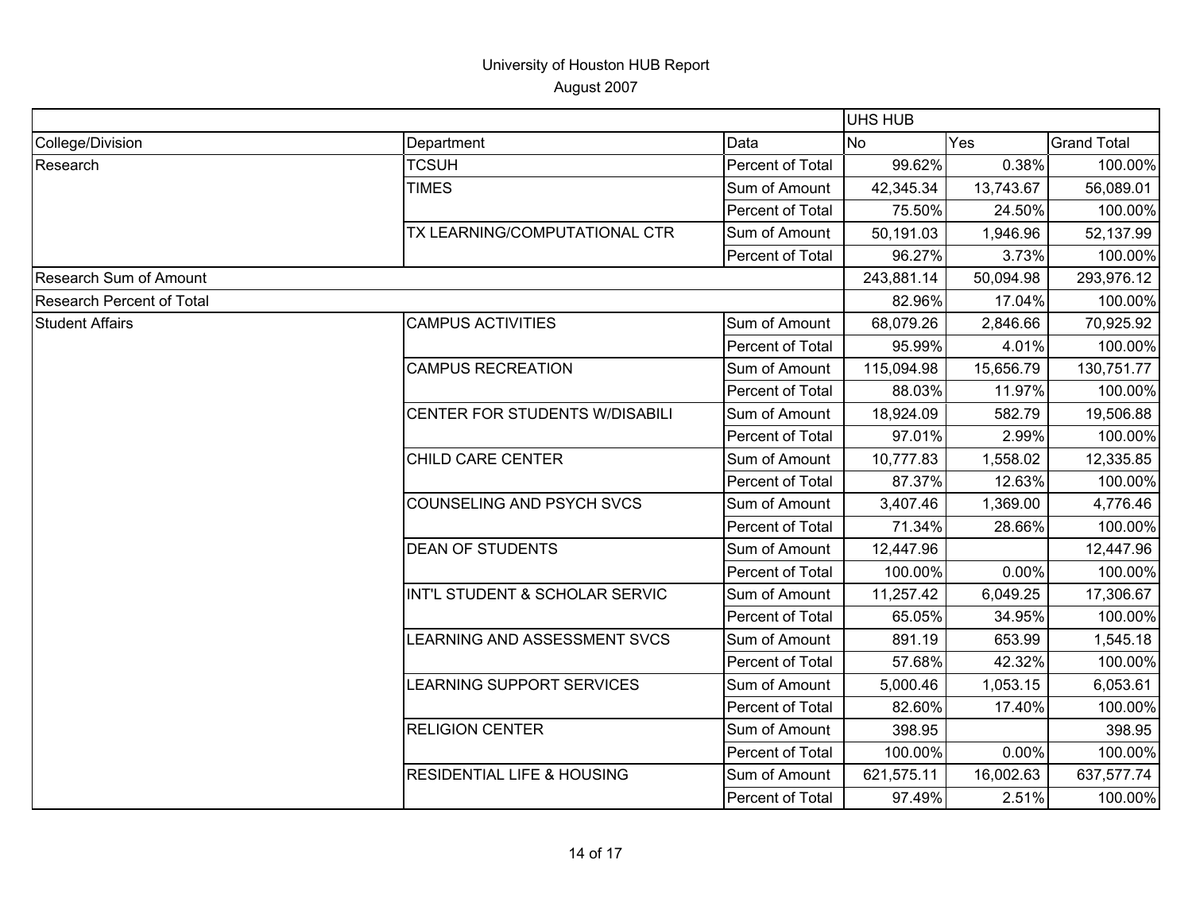University of Houston HUB Report
August 2007

| | | | UHS HUB | | |
|---|---|---|---|---|---|
| College/Division | Department | Data | No | Yes | Grand Total |
| Research | TCSUH | Percent of Total | 99.62% | 0.38% | 100.00% |
| | TIMES | Sum of Amount | 42,345.34 | 13,743.67 | 56,089.01 |
| | | Percent of Total | 75.50% | 24.50% | 100.00% |
| | TX LEARNING/COMPUTATIONAL CTR | Sum of Amount | 50,191.03 | 1,946.96 | 52,137.99 |
| | | Percent of Total | 96.27% | 3.73% | 100.00% |
| Research Sum of Amount | | | 243,881.14 | 50,094.98 | 293,976.12 |
| Research Percent of Total | | | 82.96% | 17.04% | 100.00% |
| Student Affairs | CAMPUS ACTIVITIES | Sum of Amount | 68,079.26 | 2,846.66 | 70,925.92 |
| | | Percent of Total | 95.99% | 4.01% | 100.00% |
| | CAMPUS RECREATION | Sum of Amount | 115,094.98 | 15,656.79 | 130,751.77 |
| | | Percent of Total | 88.03% | 11.97% | 100.00% |
| | CENTER FOR STUDENTS W/DISABILI | Sum of Amount | 18,924.09 | 582.79 | 19,506.88 |
| | | Percent of Total | 97.01% | 2.99% | 100.00% |
| | CHILD CARE CENTER | Sum of Amount | 10,777.83 | 1,558.02 | 12,335.85 |
| | | Percent of Total | 87.37% | 12.63% | 100.00% |
| | COUNSELING AND PSYCH SVCS | Sum of Amount | 3,407.46 | 1,369.00 | 4,776.46 |
| | | Percent of Total | 71.34% | 28.66% | 100.00% |
| | DEAN OF STUDENTS | Sum of Amount | 12,447.96 | | 12,447.96 |
| | | Percent of Total | 100.00% | 0.00% | 100.00% |
| | INT'L STUDENT & SCHOLAR SERVIC | Sum of Amount | 11,257.42 | 6,049.25 | 17,306.67 |
| | | Percent of Total | 65.05% | 34.95% | 100.00% |
| | LEARNING AND ASSESSMENT SVCS | Sum of Amount | 891.19 | 653.99 | 1,545.18 |
| | | Percent of Total | 57.68% | 42.32% | 100.00% |
| | LEARNING SUPPORT SERVICES | Sum of Amount | 5,000.46 | 1,053.15 | 6,053.61 |
| | | Percent of Total | 82.60% | 17.40% | 100.00% |
| | RELIGION CENTER | Sum of Amount | 398.95 | | 398.95 |
| | | Percent of Total | 100.00% | 0.00% | 100.00% |
| | RESIDENTIAL LIFE & HOUSING | Sum of Amount | 621,575.11 | 16,002.63 | 637,577.74 |
| | | Percent of Total | 97.49% | 2.51% | 100.00% |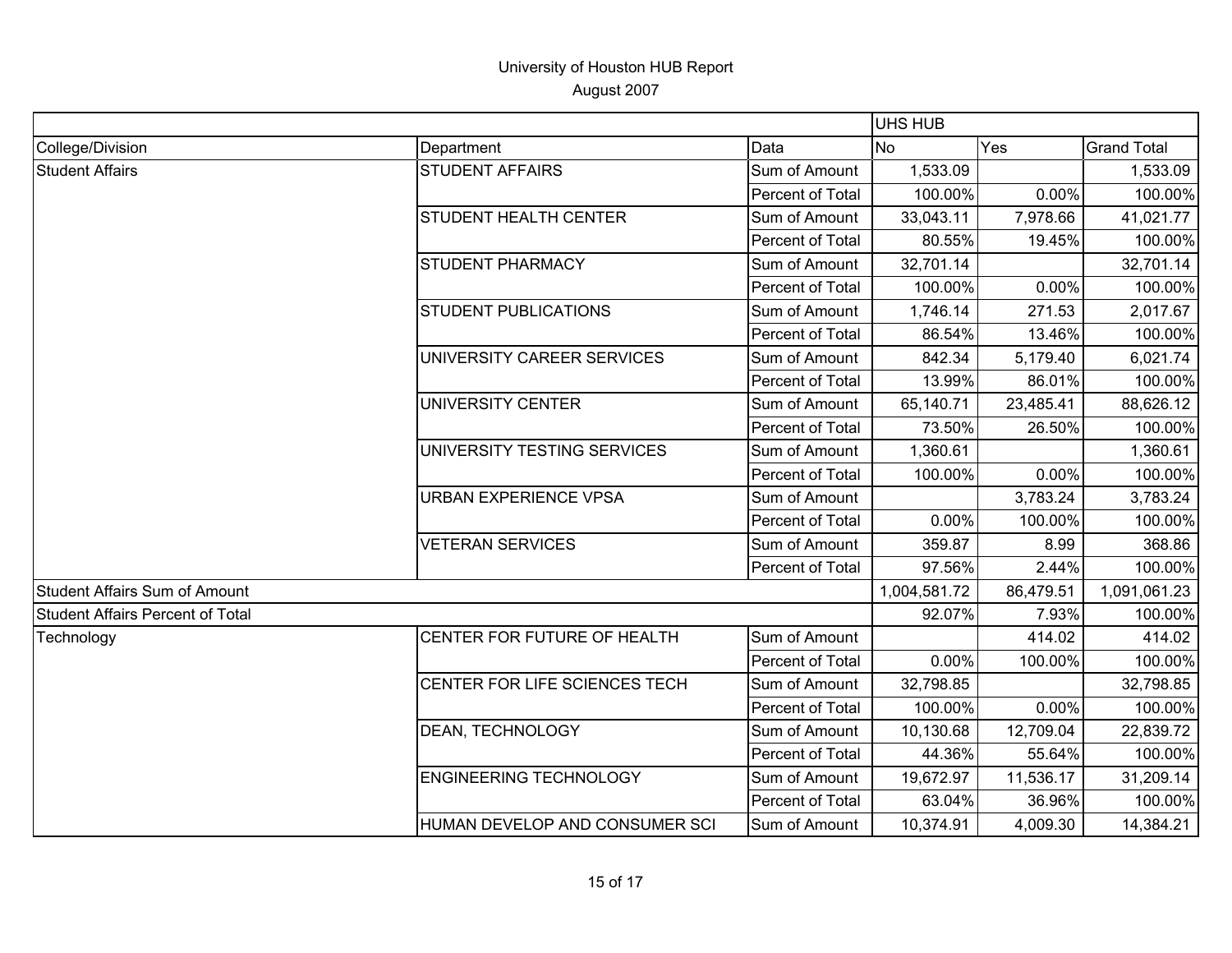# University of Houston HUB Report

August 2007

| | | | UHS HUB | | |
|---|---|---|---|---|---|
| College/Division | Department | Data | No | Yes | Grand Total |
| Student Affairs | STUDENT AFFAIRS | Sum of Amount | 1,533.09 | | 1,533.09 |
| | | Percent of Total | 100.00% | 0.00% | 100.00% |
| | STUDENT HEALTH CENTER | Sum of Amount | 33,043.11 | 7,978.66 | 41,021.77 |
| | | Percent of Total | 80.55% | 19.45% | 100.00% |
| | STUDENT PHARMACY | Sum of Amount | 32,701.14 | | 32,701.14 |
| | | Percent of Total | 100.00% | 0.00% | 100.00% |
| | STUDENT PUBLICATIONS | Sum of Amount | 1,746.14 | 271.53 | 2,017.67 |
| | | Percent of Total | 86.54% | 13.46% | 100.00% |
| | UNIVERSITY CAREER SERVICES | Sum of Amount | 842.34 | 5,179.40 | 6,021.74 |
| | | Percent of Total | 13.99% | 86.01% | 100.00% |
| | UNIVERSITY CENTER | Sum of Amount | 65,140.71 | 23,485.41 | 88,626.12 |
| | | Percent of Total | 73.50% | 26.50% | 100.00% |
| | UNIVERSITY TESTING SERVICES | Sum of Amount | 1,360.61 | | 1,360.61 |
| | | Percent of Total | 100.00% | 0.00% | 100.00% |
| | URBAN EXPERIENCE VPSA | Sum of Amount | | 3,783.24 | 3,783.24 |
| | | Percent of Total | 0.00% | 100.00% | 100.00% |
| | VETERAN SERVICES | Sum of Amount | 359.87 | 8.99 | 368.86 |
| | | Percent of Total | 97.56% | 2.44% | 100.00% |
| Student Affairs Sum of Amount | | | 1,004,581.72 | 86,479.51 | 1,091,061.23 |
| Student Affairs Percent of Total | | | 92.07% | 7.93% | 100.00% |
| Technology | CENTER FOR FUTURE OF HEALTH | Sum of Amount | | 414.02 | 414.02 |
| | | Percent of Total | 0.00% | 100.00% | 100.00% |
| | CENTER FOR LIFE SCIENCES TECH | Sum of Amount | 32,798.85 | | 32,798.85 |
| | | Percent of Total | 100.00% | 0.00% | 100.00% |
| | DEAN, TECHNOLOGY | Sum of Amount | 10,130.68 | 12,709.04 | 22,839.72 |
| | | Percent of Total | 44.36% | 55.64% | 100.00% |
| | ENGINEERING TECHNOLOGY | Sum of Amount | 19,672.97 | 11,536.17 | 31,209.14 |
| | | Percent of Total | 63.04% | 36.96% | 100.00% |
| | HUMAN DEVELOP AND CONSUMER SCI | Sum of Amount | 10,374.91 | 4,009.30 | 14,384.21 |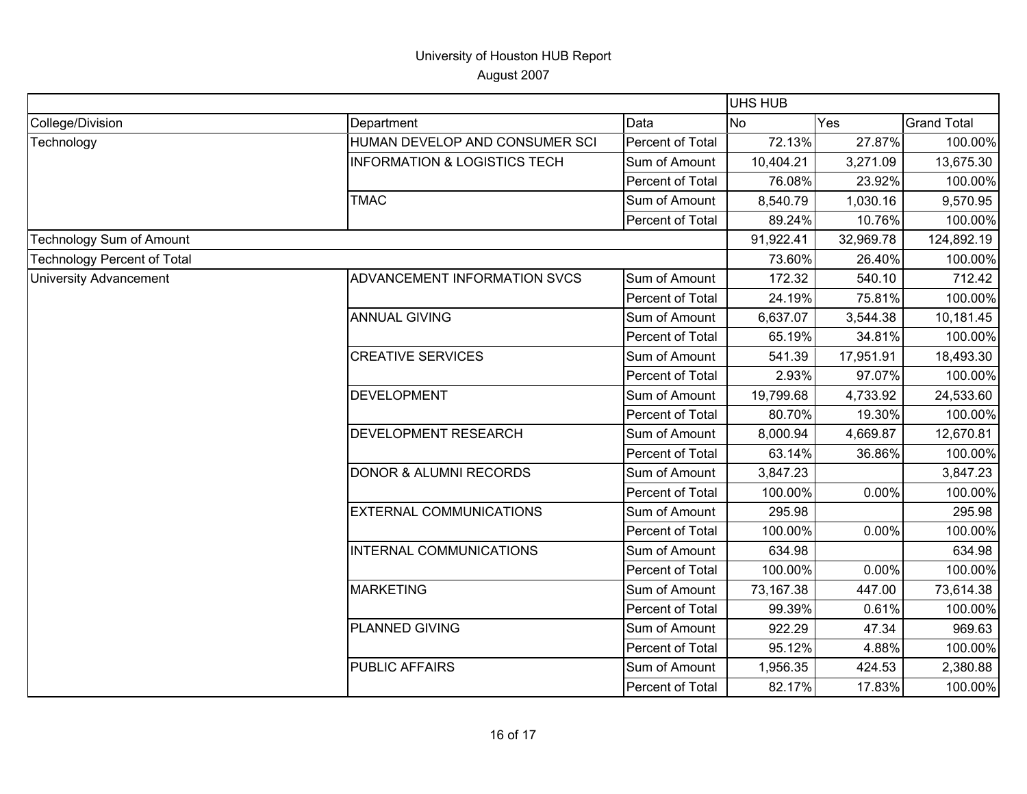# University of Houston HUB Report

August 2007

| | | | UHS HUB | | |
|---|---|---|---|---|---|
| College/Division | Department | Data | No | Yes | Grand Total |
| Technology | HUMAN DEVELOP AND CONSUMER SCI | Percent of Total | 72.13% | 27.87% | 100.00% |
| | INFORMATION & LOGISTICS TECH | Sum of Amount | 10,404.21 | 3,271.09 | 13,675.30 |
| | | Percent of Total | 76.08% | 23.92% | 100.00% |
| | TMAC | Sum of Amount | 8,540.79 | 1,030.16 | 9,570.95 |
| | | Percent of Total | 89.24% | 10.76% | 100.00% |
| Technology Sum of Amount | | | 91,922.41 | 32,969.78 | 124,892.19 |
| Technology Percent of Total | | | 73.60% | 26.40% | 100.00% |
| University Advancement | ADVANCEMENT INFORMATION SVCS | Sum of Amount | 172.32 | 540.10 | 712.42 |
| | | Percent of Total | 24.19% | 75.81% | 100.00% |
| | ANNUAL GIVING | Sum of Amount | 6,637.07 | 3,544.38 | 10,181.45 |
| | | Percent of Total | 65.19% | 34.81% | 100.00% |
| | CREATIVE SERVICES | Sum of Amount | 541.39 | 17,951.91 | 18,493.30 |
| | | Percent of Total | 2.93% | 97.07% | 100.00% |
| | DEVELOPMENT | Sum of Amount | 19,799.68 | 4,733.92 | 24,533.60 |
| | | Percent of Total | 80.70% | 19.30% | 100.00% |
| | DEVELOPMENT RESEARCH | Sum of Amount | 8,000.94 | 4,669.87 | 12,670.81 |
| | | Percent of Total | 63.14% | 36.86% | 100.00% |
| | DONOR & ALUMNI RECORDS | Sum of Amount | 3,847.23 | | 3,847.23 |
| | | Percent of Total | 100.00% | 0.00% | 100.00% |
| | EXTERNAL COMMUNICATIONS | Sum of Amount | 295.98 | | 295.98 |
| | | Percent of Total | 100.00% | 0.00% | 100.00% |
| | INTERNAL COMMUNICATIONS | Sum of Amount | 634.98 | | 634.98 |
| | | Percent of Total | 100.00% | 0.00% | 100.00% |
| | MARKETING | Sum of Amount | 73,167.38 | 447.00 | 73,614.38 |
| | | Percent of Total | 99.39% | 0.61% | 100.00% |
| | PLANNED GIVING | Sum of Amount | 922.29 | 47.34 | 969.63 |
| | | Percent of Total | 95.12% | 4.88% | 100.00% |
| | PUBLIC AFFAIRS | Sum of Amount | 1,956.35 | 424.53 | 2,380.88 |
| | | Percent of Total | 82.17% | 17.83% | 100.00% |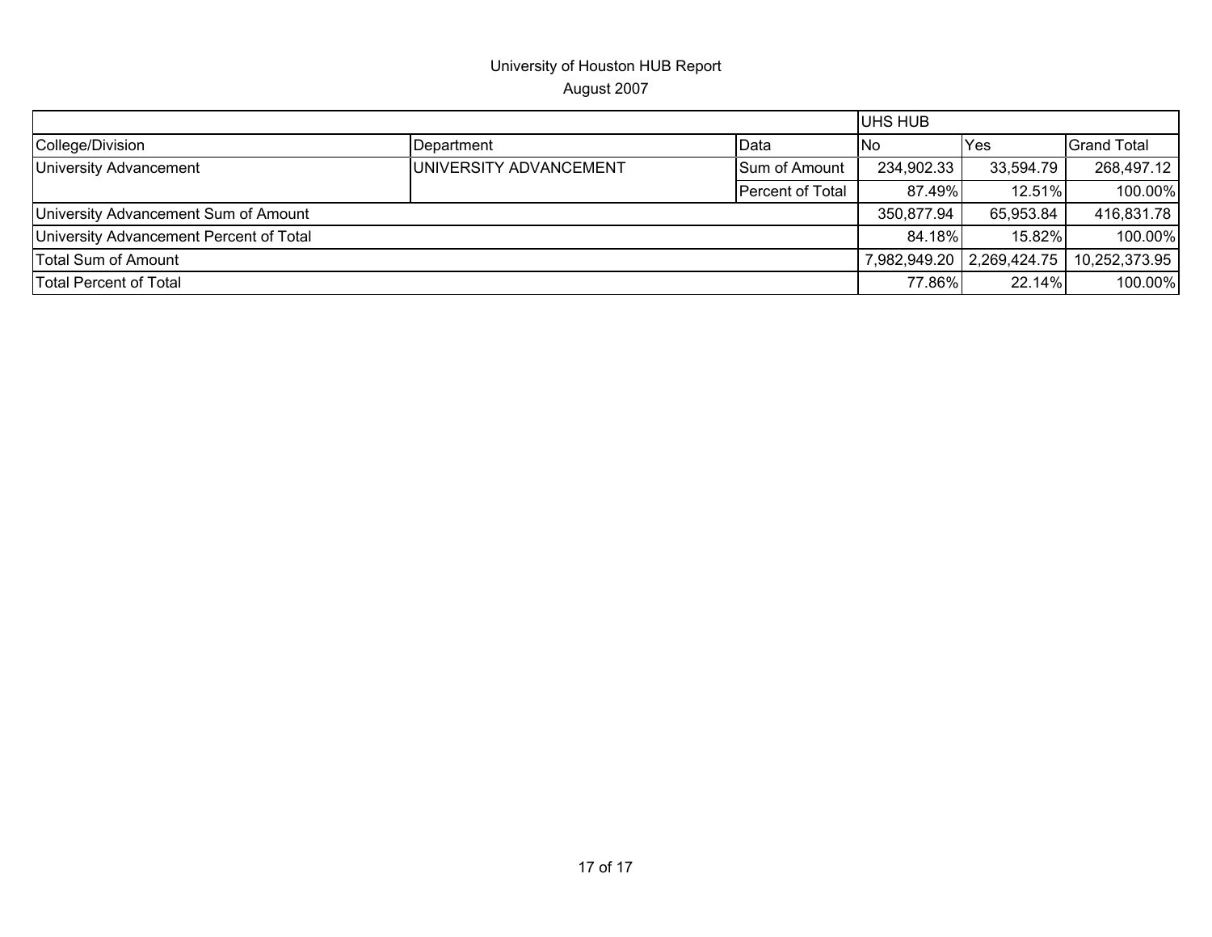University of Houston HUB Report

August 2007

| | | | UHS HUB | | |
|---|---|---|---|---|---|
| College/Division | Department | Data | No | Yes | Grand Total |
| University Advancement | UNIVERSITY ADVANCEMENT | Sum of Amount | 234,902.33 | 33,594.79 | 268,497.12 |
| | | Percent of Total | 87.49% | 12.51% | 100.00% |
| University Advancement Sum of Amount | | | 350,877.94 | 65,953.84 | 416,831.78 |
| University Advancement Percent of Total | | | 84.18% | 15.82% | 100.00% |
| Total Sum of Amount | | | 7,982,949.20 | 2,269,424.75 | 10,252,373.95 |
| Total Percent of Total | | | 77.86% | 22.14% | 100.00% |